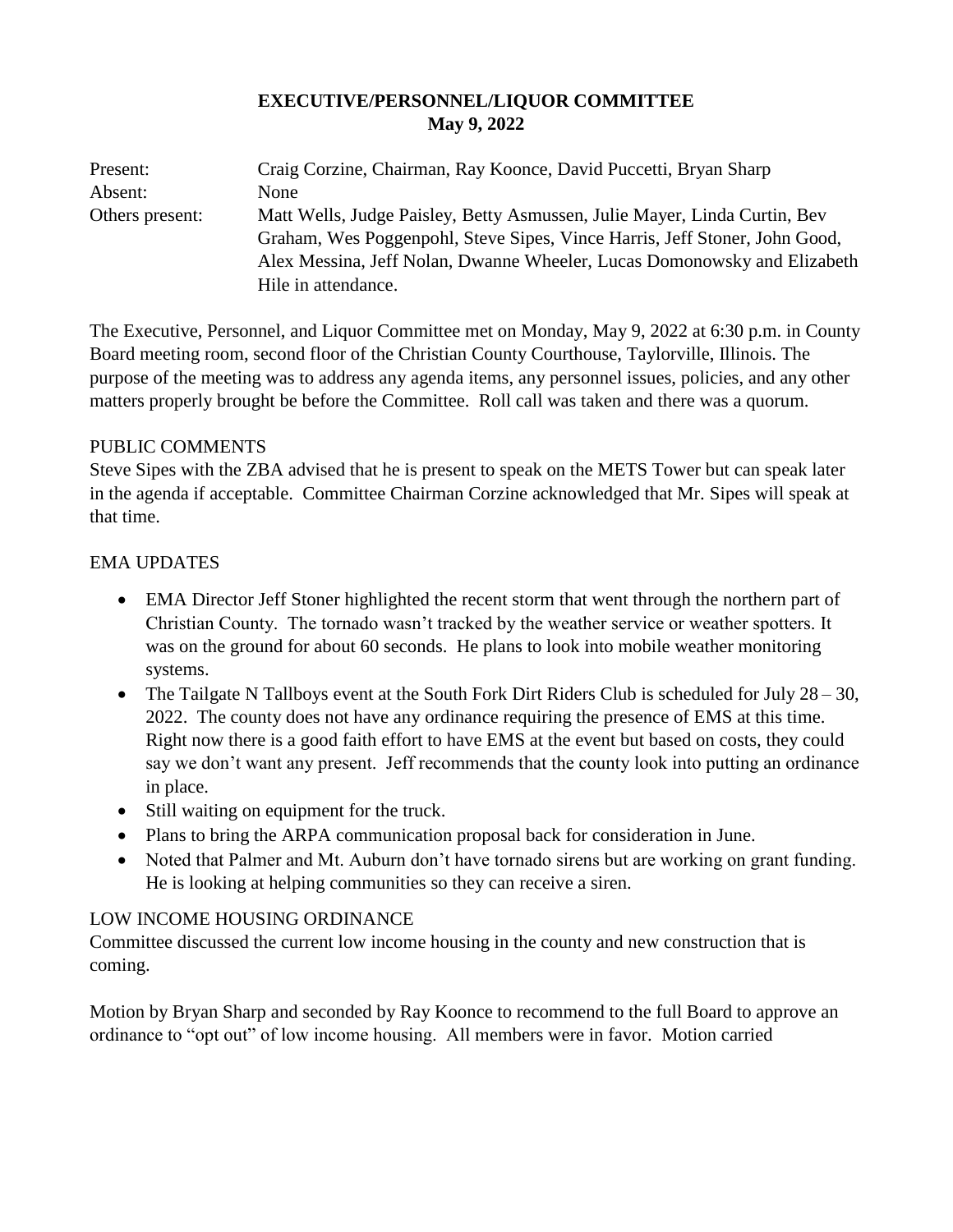# EXECUTIVE/PERSONNEL/LIQUOR COMMITTEE
## May 9, 2022

| | |
|---|---|
| Present: | Craig Corzine, Chairman, Ray Koonce, David Puccetti, Bryan Sharp |
| Absent: | None |
| Others present: | Matt Wells, Judge Paisley, Betty Asmussen, Julie Mayer, Linda Curtin, Bev Graham, Wes Poggenpohl, Steve Sipes, Vince Harris, Jeff Stoner, John Good, Alex Messina, Jeff Nolan, Dwanne Wheeler, Lucas Domonowsky and Elizabeth Hile in attendance. |

The Executive, Personnel, and Liquor Committee met on Monday, May 9, 2022 at 6:30 p.m. in County Board meeting room, second floor of the Christian County Courthouse, Taylorville, Illinois. The purpose of the meeting was to address any agenda items, any personnel issues, policies, and any other matters properly brought be before the Committee. Roll call was taken and there was a quorum.

PUBLIC COMMENTS

Steve Sipes with the ZBA advised that he is present to speak on the METS Tower but can speak later in the agenda if acceptable. Committee Chairman Corzine acknowledged that Mr. Sipes will speak at that time.

EMA UPDATES

- EMA Director Jeff Stoner highlighted the recent storm that went through the northern part of Christian County. The tornado wasn't tracked by the weather service or weather spotters. It was on the ground for about 60 seconds. He plans to look into mobile weather monitoring systems.
- The Tailgate N Tallboys event at the South Fork Dirt Riders Club is scheduled for July 28 – 30, 2022. The county does not have any ordinance requiring the presence of EMS at this time. Right now there is a good faith effort to have EMS at the event but based on costs, they could say we don't want any present. Jeff recommends that the county look into putting an ordinance in place.
- Still waiting on equipment for the truck.
- Plans to bring the ARPA communication proposal back for consideration in June.
- Noted that Palmer and Mt. Auburn don't have tornado sirens but are working on grant funding. He is looking at helping communities so they can receive a siren.

LOW INCOME HOUSING ORDINANCE

Committee discussed the current low income housing in the county and new construction that is coming.

Motion by Bryan Sharp and seconded by Ray Koonce to recommend to the full Board to approve an ordinance to "opt out" of low income housing. All members were in favor. Motion carried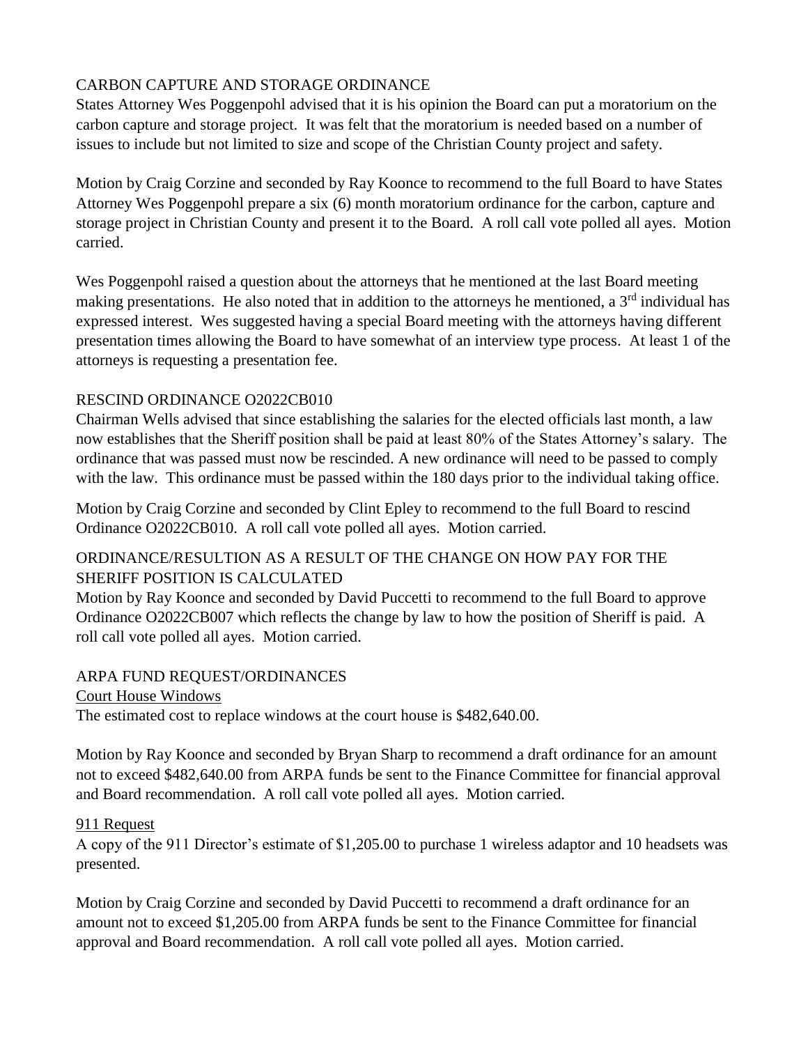## CARBON CAPTURE AND STORAGE ORDINANCE

States Attorney Wes Poggenpohl advised that it is his opinion the Board can put a moratorium on the carbon capture and storage project. It was felt that the moratorium is needed based on a number of issues to include but not limited to size and scope of the Christian County project and safety.

Motion by Craig Corzine and seconded by Ray Koonce to recommend to the full Board to have States Attorney Wes Poggenpohl prepare a six (6) month moratorium ordinance for the carbon, capture and storage project in Christian County and present it to the Board. A roll call vote polled all ayes. Motion carried.

Wes Poggenpohl raised a question about the attorneys that he mentioned at the last Board meeting making presentations. He also noted that in addition to the attorneys he mentioned, a 3rd individual has expressed interest. Wes suggested having a special Board meeting with the attorneys having different presentation times allowing the Board to have somewhat of an interview type process. At least 1 of the attorneys is requesting a presentation fee.

## RESCIND ORDINANCE O2022CB010

Chairman Wells advised that since establishing the salaries for the elected officials last month, a law now establishes that the Sheriff position shall be paid at least 80% of the States Attorney's salary. The ordinance that was passed must now be rescinded. A new ordinance will need to be passed to comply with the law. This ordinance must be passed within the 180 days prior to the individual taking office.

Motion by Craig Corzine and seconded by Clint Epley to recommend to the full Board to rescind Ordinance O2022CB010. A roll call vote polled all ayes. Motion carried.

## ORDINANCE/RESULTION AS A RESULT OF THE CHANGE ON HOW PAY FOR THE SHERIFF POSITION IS CALCULATED

Motion by Ray Koonce and seconded by David Puccetti to recommend to the full Board to approve Ordinance O2022CB007 which reflects the change by law to how the position of Sheriff is paid. A roll call vote polled all ayes. Motion carried.

## ARPA FUND REQUEST/ORDINANCES

### Court House Windows

The estimated cost to replace windows at the court house is $482,640.00.

Motion by Ray Koonce and seconded by Bryan Sharp to recommend a draft ordinance for an amount not to exceed $482,640.00 from ARPA funds be sent to the Finance Committee for financial approval and Board recommendation. A roll call vote polled all ayes. Motion carried.

### 911 Request

A copy of the 911 Director's estimate of $1,205.00 to purchase 1 wireless adaptor and 10 headsets was presented.

Motion by Craig Corzine and seconded by David Puccetti to recommend a draft ordinance for an amount not to exceed $1,205.00 from ARPA funds be sent to the Finance Committee for financial approval and Board recommendation. A roll call vote polled all ayes. Motion carried.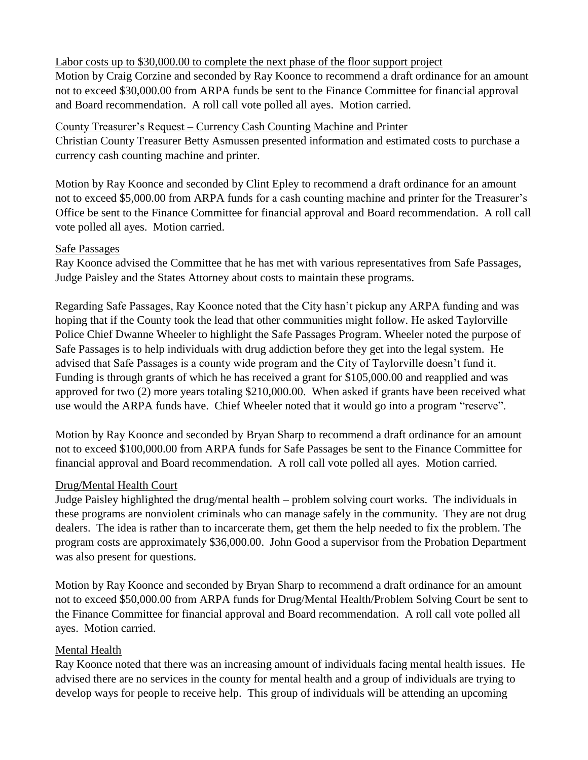Labor costs up to $30,000.00 to complete the next phase of the floor support project

Motion by Craig Corzine and seconded by Ray Koonce to recommend a draft ordinance for an amount not to exceed $30,000.00 from ARPA funds be sent to the Finance Committee for financial approval and Board recommendation. A roll call vote polled all ayes. Motion carried.

County Treasurer's Request – Currency Cash Counting Machine and Printer

Christian County Treasurer Betty Asmussen presented information and estimated costs to purchase a currency cash counting machine and printer.

Motion by Ray Koonce and seconded by Clint Epley to recommend a draft ordinance for an amount not to exceed $5,000.00 from ARPA funds for a cash counting machine and printer for the Treasurer's Office be sent to the Finance Committee for financial approval and Board recommendation. A roll call vote polled all ayes. Motion carried.

Safe Passages

Ray Koonce advised the Committee that he has met with various representatives from Safe Passages, Judge Paisley and the States Attorney about costs to maintain these programs.

Regarding Safe Passages, Ray Koonce noted that the City hasn't pickup any ARPA funding and was hoping that if the County took the lead that other communities might follow. He asked Taylorville Police Chief Dwanne Wheeler to highlight the Safe Passages Program. Wheeler noted the purpose of Safe Passages is to help individuals with drug addiction before they get into the legal system. He advised that Safe Passages is a county wide program and the City of Taylorville doesn't fund it. Funding is through grants of which he has received a grant for $105,000.00 and reapplied and was approved for two (2) more years totaling $210,000.00. When asked if grants have been received what use would the ARPA funds have. Chief Wheeler noted that it would go into a program "reserve".

Motion by Ray Koonce and seconded by Bryan Sharp to recommend a draft ordinance for an amount not to exceed $100,000.00 from ARPA funds for Safe Passages be sent to the Finance Committee for financial approval and Board recommendation. A roll call vote polled all ayes. Motion carried.

Drug/Mental Health Court

Judge Paisley highlighted the drug/mental health – problem solving court works. The individuals in these programs are nonviolent criminals who can manage safely in the community. They are not drug dealers. The idea is rather than to incarcerate them, get them the help needed to fix the problem. The program costs are approximately $36,000.00. John Good a supervisor from the Probation Department was also present for questions.

Motion by Ray Koonce and seconded by Bryan Sharp to recommend a draft ordinance for an amount not to exceed $50,000.00 from ARPA funds for Drug/Mental Health/Problem Solving Court be sent to the Finance Committee for financial approval and Board recommendation. A roll call vote polled all ayes. Motion carried.

Mental Health

Ray Koonce noted that there was an increasing amount of individuals facing mental health issues. He advised there are no services in the county for mental health and a group of individuals are trying to develop ways for people to receive help. This group of individuals will be attending an upcoming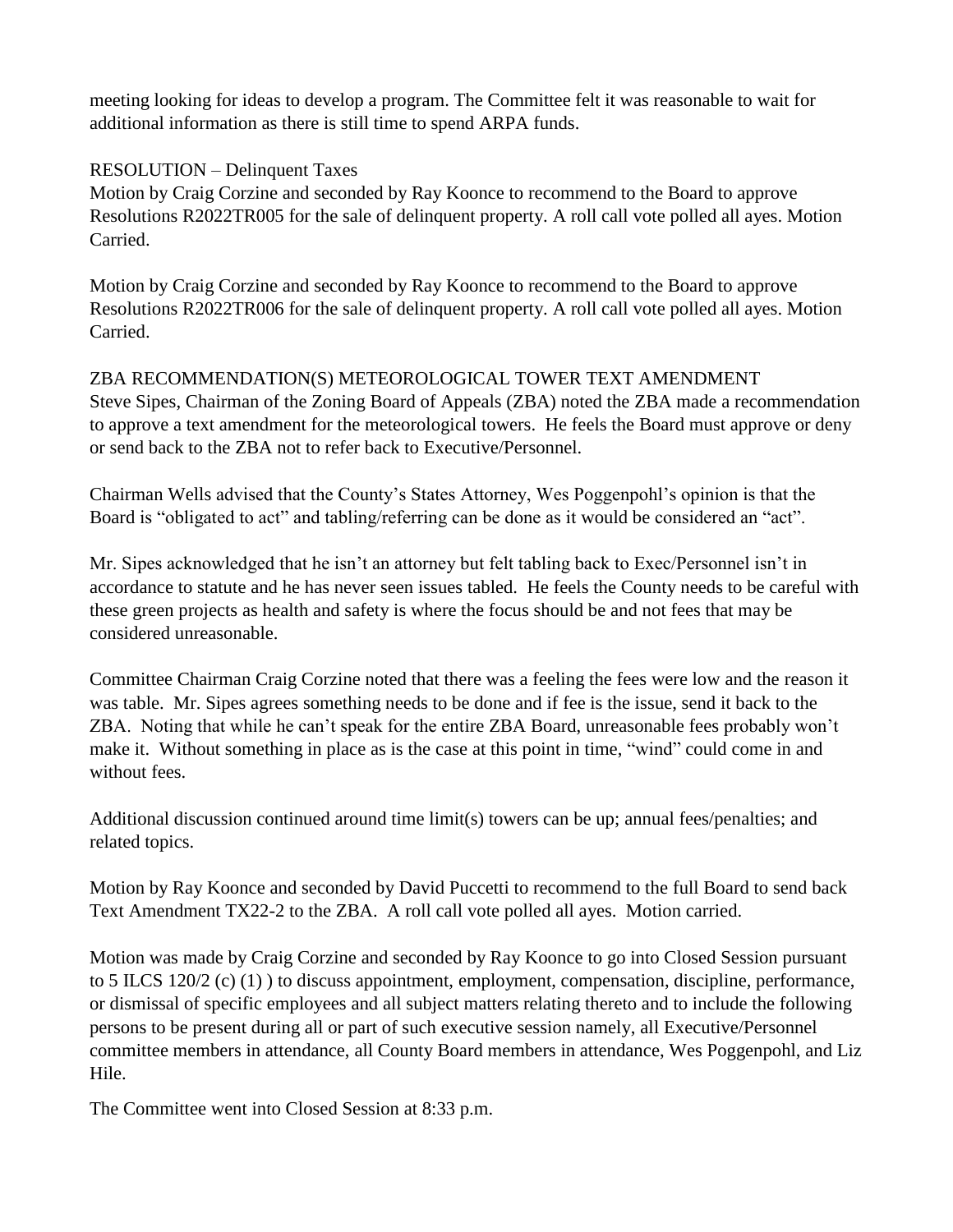meeting looking for ideas to develop a program. The Committee felt it was reasonable to wait for additional information as there is still time to spend ARPA funds.

RESOLUTION – Delinquent Taxes

Motion by Craig Corzine and seconded by Ray Koonce to recommend to the Board to approve Resolutions R2022TR005 for the sale of delinquent property. A roll call vote polled all ayes. Motion Carried.

Motion by Craig Corzine and seconded by Ray Koonce to recommend to the Board to approve Resolutions R2022TR006 for the sale of delinquent property. A roll call vote polled all ayes. Motion Carried.

ZBA RECOMMENDATION(S) METEOROLOGICAL TOWER TEXT AMENDMENT

Steve Sipes, Chairman of the Zoning Board of Appeals (ZBA) noted the ZBA made a recommendation to approve a text amendment for the meteorological towers. He feels the Board must approve or deny or send back to the ZBA not to refer back to Executive/Personnel.

Chairman Wells advised that the County's States Attorney, Wes Poggenpohl's opinion is that the Board is "obligated to act" and tabling/referring can be done as it would be considered an "act".

Mr. Sipes acknowledged that he isn't an attorney but felt tabling back to Exec/Personnel isn't in accordance to statute and he has never seen issues tabled. He feels the County needs to be careful with these green projects as health and safety is where the focus should be and not fees that may be considered unreasonable.

Committee Chairman Craig Corzine noted that there was a feeling the fees were low and the reason it was table. Mr. Sipes agrees something needs to be done and if fee is the issue, send it back to the ZBA. Noting that while he can't speak for the entire ZBA Board, unreasonable fees probably won't make it. Without something in place as is the case at this point in time, "wind" could come in and without fees.

Additional discussion continued around time limit(s) towers can be up; annual fees/penalties; and related topics.

Motion by Ray Koonce and seconded by David Puccetti to recommend to the full Board to send back Text Amendment TX22-2 to the ZBA. A roll call vote polled all ayes. Motion carried.

Motion was made by Craig Corzine and seconded by Ray Koonce to go into Closed Session pursuant to 5 ILCS 120/2 (c) (1) ) to discuss appointment, employment, compensation, discipline, performance, or dismissal of specific employees and all subject matters relating thereto and to include the following persons to be present during all or part of such executive session namely, all Executive/Personnel committee members in attendance, all County Board members in attendance, Wes Poggenpohl, and Liz Hile.

The Committee went into Closed Session at 8:33 p.m.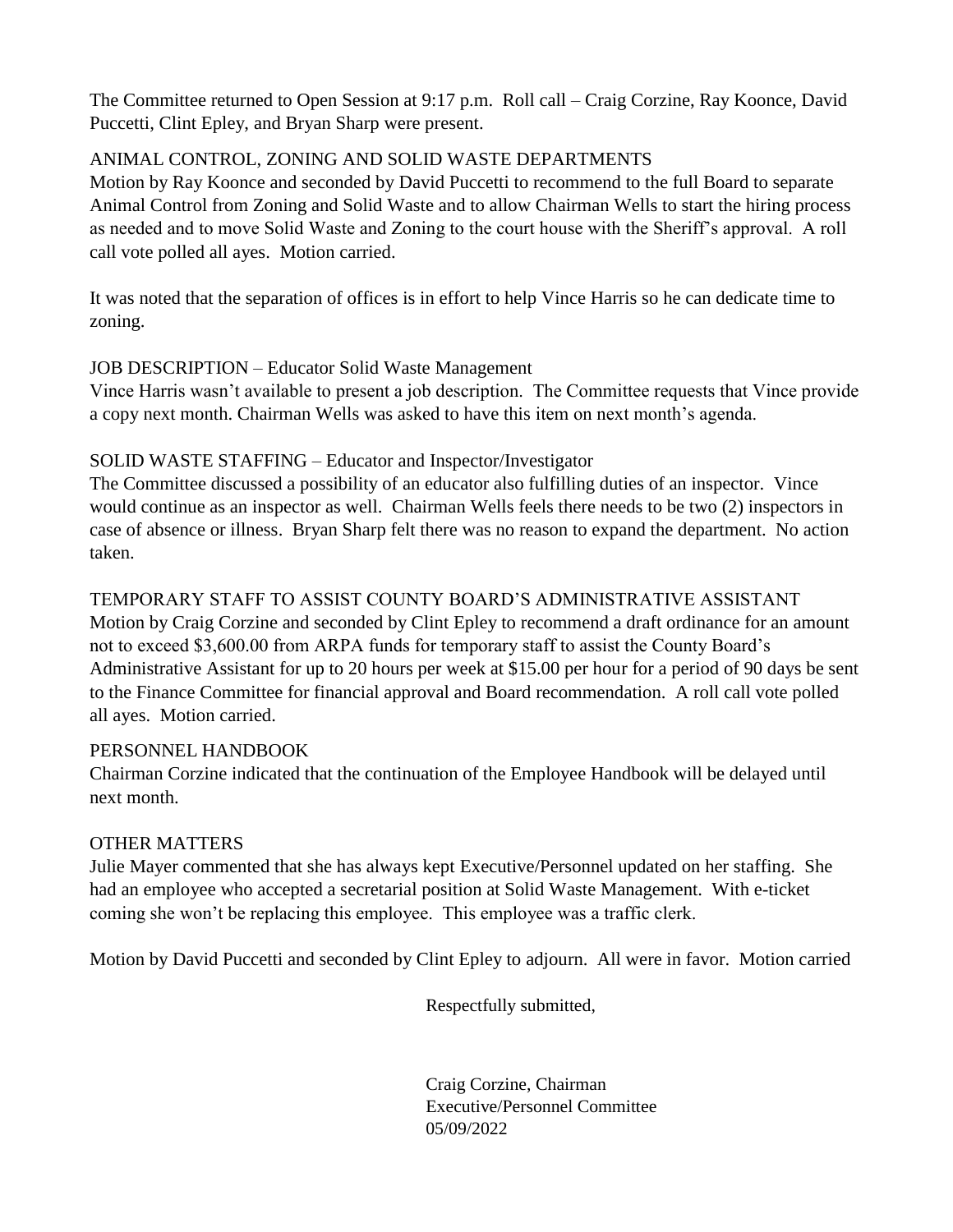The Committee returned to Open Session at 9:17 p.m. Roll call – Craig Corzine, Ray Koonce, David Puccetti, Clint Epley, and Bryan Sharp were present.

ANIMAL CONTROL, ZONING AND SOLID WASTE DEPARTMENTS

Motion by Ray Koonce and seconded by David Puccetti to recommend to the full Board to separate Animal Control from Zoning and Solid Waste and to allow Chairman Wells to start the hiring process as needed and to move Solid Waste and Zoning to the court house with the Sheriff's approval. A roll call vote polled all ayes. Motion carried.

It was noted that the separation of offices is in effort to help Vince Harris so he can dedicate time to zoning.

JOB DESCRIPTION – Educator Solid Waste Management

Vince Harris wasn't available to present a job description. The Committee requests that Vince provide a copy next month. Chairman Wells was asked to have this item on next month's agenda.

SOLID WASTE STAFFING – Educator and Inspector/Investigator

The Committee discussed a possibility of an educator also fulfilling duties of an inspector. Vince would continue as an inspector as well. Chairman Wells feels there needs to be two (2) inspectors in case of absence or illness. Bryan Sharp felt there was no reason to expand the department. No action taken.

TEMPORARY STAFF TO ASSIST COUNTY BOARD'S ADMINISTRATIVE ASSISTANT

Motion by Craig Corzine and seconded by Clint Epley to recommend a draft ordinance for an amount not to exceed $3,600.00 from ARPA funds for temporary staff to assist the County Board's Administrative Assistant for up to 20 hours per week at $15.00 per hour for a period of 90 days be sent to the Finance Committee for financial approval and Board recommendation. A roll call vote polled all ayes. Motion carried.

PERSONNEL HANDBOOK

Chairman Corzine indicated that the continuation of the Employee Handbook will be delayed until next month.

OTHER MATTERS

Julie Mayer commented that she has always kept Executive/Personnel updated on her staffing. She had an employee who accepted a secretarial position at Solid Waste Management. With e-ticket coming she won't be replacing this employee. This employee was a traffic clerk.

Motion by David Puccetti and seconded by Clint Epley to adjourn. All were in favor. Motion carried

Respectfully submitted,

Craig Corzine, Chairman
Executive/Personnel Committee
05/09/2022